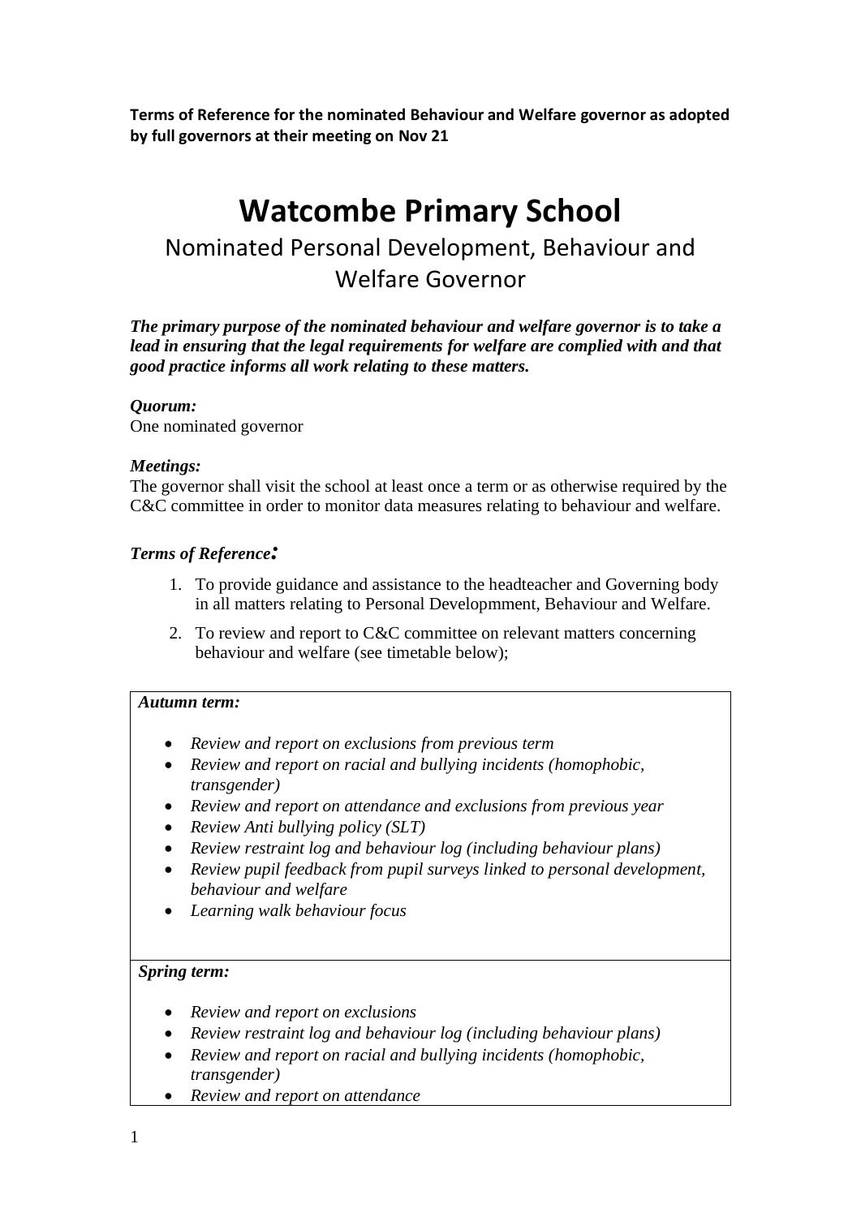**Terms of Reference for the nominated Behaviour and Welfare governor as adopted by full governors at their meeting on Nov 21**

# Watcombe Primary School

## Nominated Personal Development, Behaviour and Welfare Governor

***The primary purpose of the nominated behaviour and welfare governor is to take a lead in ensuring that the legal requirements for welfare are complied with and that good practice informs all work relating to these matters.***

***Quorum:***
One nominated governor

***Meetings:***
The governor shall visit the school at least once a term or as otherwise required by the C&C committee in order to monitor data measures relating to behaviour and welfare.

***Terms of Reference:***

1. To provide guidance and assistance to the headteacher and Governing body in all matters relating to Personal Developmment, Behaviour and Welfare.
2. To review and report to C&C committee on relevant matters concerning behaviour and welfare (see timetable below);

***Autumn term:***

- *Review and report on exclusions from previous term*
- *Review and report on racial and bullying incidents (homophobic, transgender)*
- *Review and report on attendance and exclusions from previous year*
- *Review Anti bullying policy (SLT)*
- *Review restraint log and behaviour log (including behaviour plans)*
- *Review pupil feedback from pupil surveys linked to personal development, behaviour and welfare*
- *Learning walk behaviour focus*

***Spring term:***

- *Review and report on exclusions*
- *Review restraint log and behaviour log (including behaviour plans)*
- *Review and report on racial and bullying incidents (homophobic, transgender)*
- *Review and report on attendance*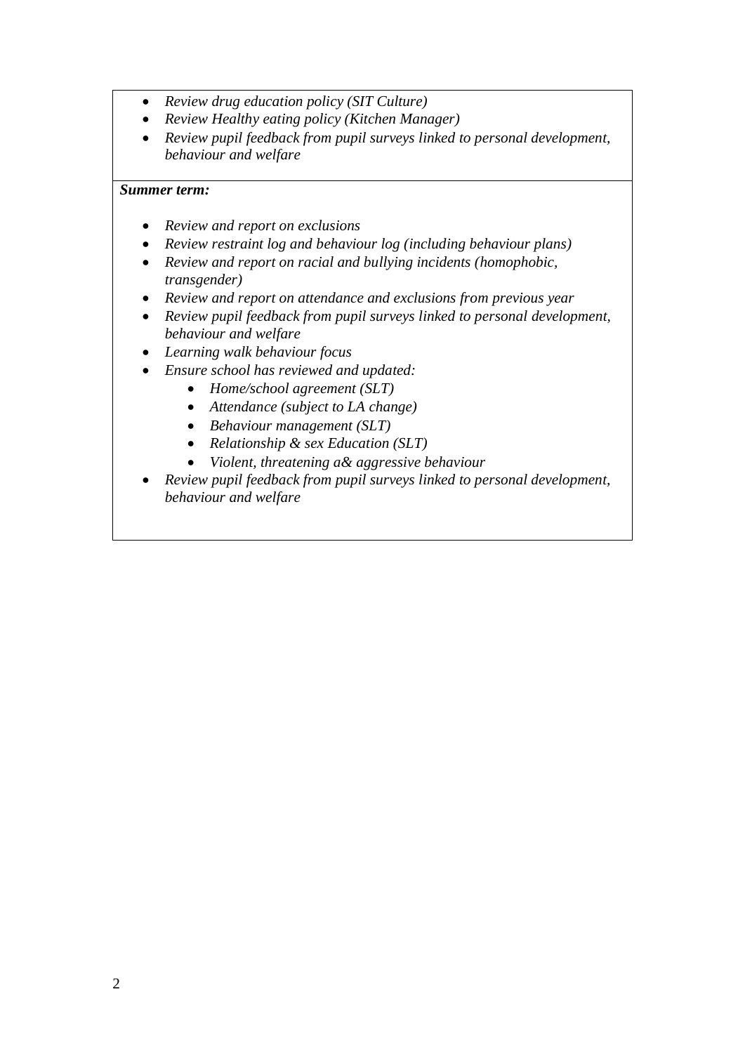- *Review drug education policy (SIT Culture)*
- *Review Healthy eating policy (Kitchen Manager)*
- *Review pupil feedback from pupil surveys linked to personal development, behaviour and welfare*

***Summer term:***

- *Review and report on exclusions*
- *Review restraint log and behaviour log (including behaviour plans)*
- *Review and report on racial and bullying incidents (homophobic, transgender)*
- *Review and report on attendance and exclusions from previous year*
- *Review pupil feedback from pupil surveys linked to personal development, behaviour and welfare*
- *Learning walk behaviour focus*
- *Ensure school has reviewed and updated:*
    - *Home/school agreement (SLT)*
    - *Attendance (subject to LA change)*
    - *Behaviour management (SLT)*
    - *Relationship & sex Education (SLT)*
    - *Violent, threatening a& aggressive behaviour*
- *Review pupil feedback from pupil surveys linked to personal development, behaviour and welfare*